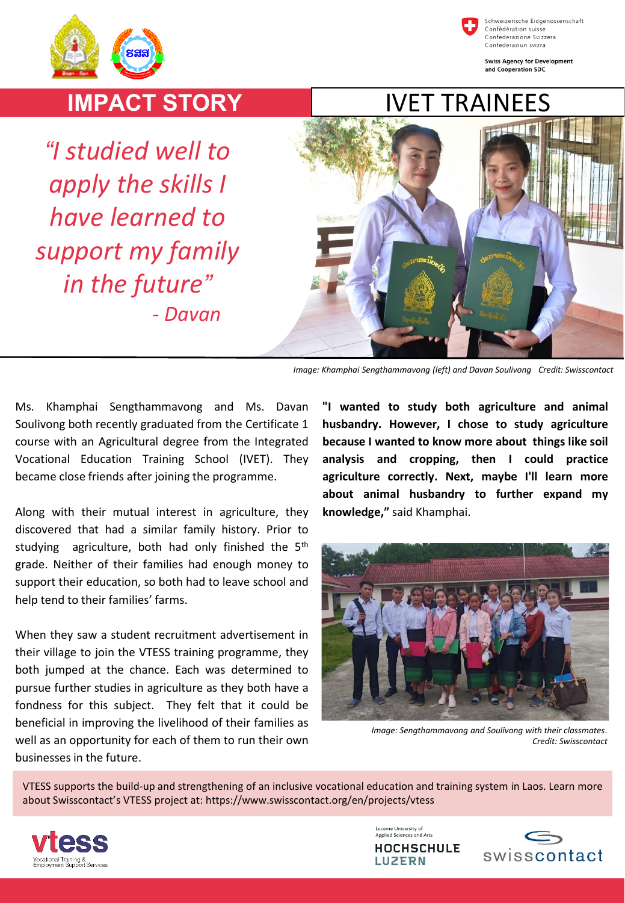Schweizerische Eidgenossenschaft
Confédération suisse
Confederazione Svizzera
Confederaziun svizra

Swiss Agency for Development and Cooperation SDC

# IMPACT STORY

# IVET TRAINEES

*“I studied well to apply the skills I have learned to support my family in the future”*
*- Davan*

*Image: Khamphai Sengthammavong (left) and Davan Soulivong Credit: Swisscontact*

Ms. Khamphai Sengthammavong and Ms. Davan Soulivong both recently graduated from the Certificate 1 course with an Agricultural degree from the Integrated Vocational Education Training School (IVET). They became close friends after joining the programme.

Along with their mutual interest in agriculture, they discovered that had a similar family history. Prior to studying agriculture, both had only finished the 5th grade. Neither of their families had enough money to support their education, so both had to leave school and help tend to their families’ farms.

When they saw a student recruitment advertisement in their village to join the VTESS training programme, they both jumped at the chance. Each was determined to pursue further studies in agriculture as they both have a fondness for this subject. They felt that it could be beneficial in improving the livelihood of their families as well as an opportunity for each of them to run their own businesses in the future.

**"I wanted to study both agriculture and animal husbandry. However, I chose to study agriculture because I wanted to know more about things like soil analysis and cropping, then I could practice agriculture correctly. Next, maybe I'll learn more about animal husbandry to further expand my knowledge,"** said Khamphai.

*Image: Sengthammavong and Soulivong with their classmates. Credit: Swisscontact*

VTESS supports the build-up and strengthening of an inclusive vocational education and training system in Laos. Learn more about Swisscontact’s VTESS project at: https://www.swisscontact.org/en/projects/vtess

vtess — Vocational Training & Employment Support Services

Lucerne University of Applied Sciences and Arts — HOCHSCHULE LUZERN

swisscontact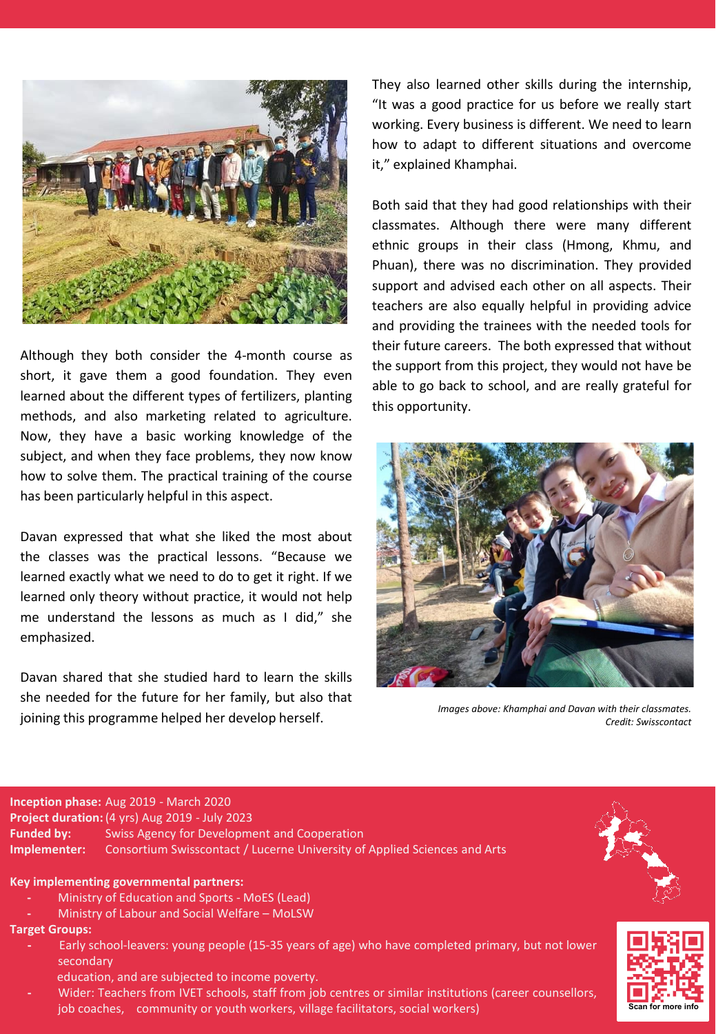Although they both consider the 4-month course as short, it gave them a good foundation. They even learned about the different types of fertilizers, planting methods, and also marketing related to agriculture. Now, they have a basic working knowledge of the subject, and when they face problems, they now know how to solve them. The practical training of the course has been particularly helpful in this aspect.

Davan expressed that what she liked the most about the classes was the practical lessons. "Because we learned exactly what we need to do to get it right. If we learned only theory without practice, it would not help me understand the lessons as much as I did," she emphasized.

Davan shared that she studied hard to learn the skills she needed for the future for her family, but also that joining this programme helped her develop herself.

They also learned other skills during the internship, "It was a good practice for us before we really start working. Every business is different. We need to learn how to adapt to different situations and overcome it," explained Khamphai.

Both said that they had good relationships with their classmates. Although there were many different ethnic groups in their class (Hmong, Khmu, and Phuan), there was no discrimination. They provided support and advised each other on all aspects. Their teachers are also equally helpful in providing advice and providing the trainees with the needed tools for their future careers. The both expressed that without the support from this project, they would not have be able to go back to school, and are really grateful for this opportunity.

*Images above: Khamphai and Davan with their classmates. Credit: Swisscontact*

**Inception phase:** Aug 2019 - March 2020
**Project duration:** (4 yrs) Aug 2019 - July 2023
**Funded by:** Swiss Agency for Development and Cooperation
**Implementer:** Consortium Swisscontact / Lucerne University of Applied Sciences and Arts

**Key implementing governmental partners:**

- Ministry of Education and Sports - MoES (Lead)
- Ministry of Labour and Social Welfare – MoLSW

**Target Groups:**

- Early school-leavers: young people (15-35 years of age) who have completed primary, but not lower secondary education, and are subjected to income poverty.
- Wider: Teachers from IVET schools, staff from job centres or similar institutions (career counsellors, job coaches, community or youth workers, village facilitators, social workers)

Scan for more info